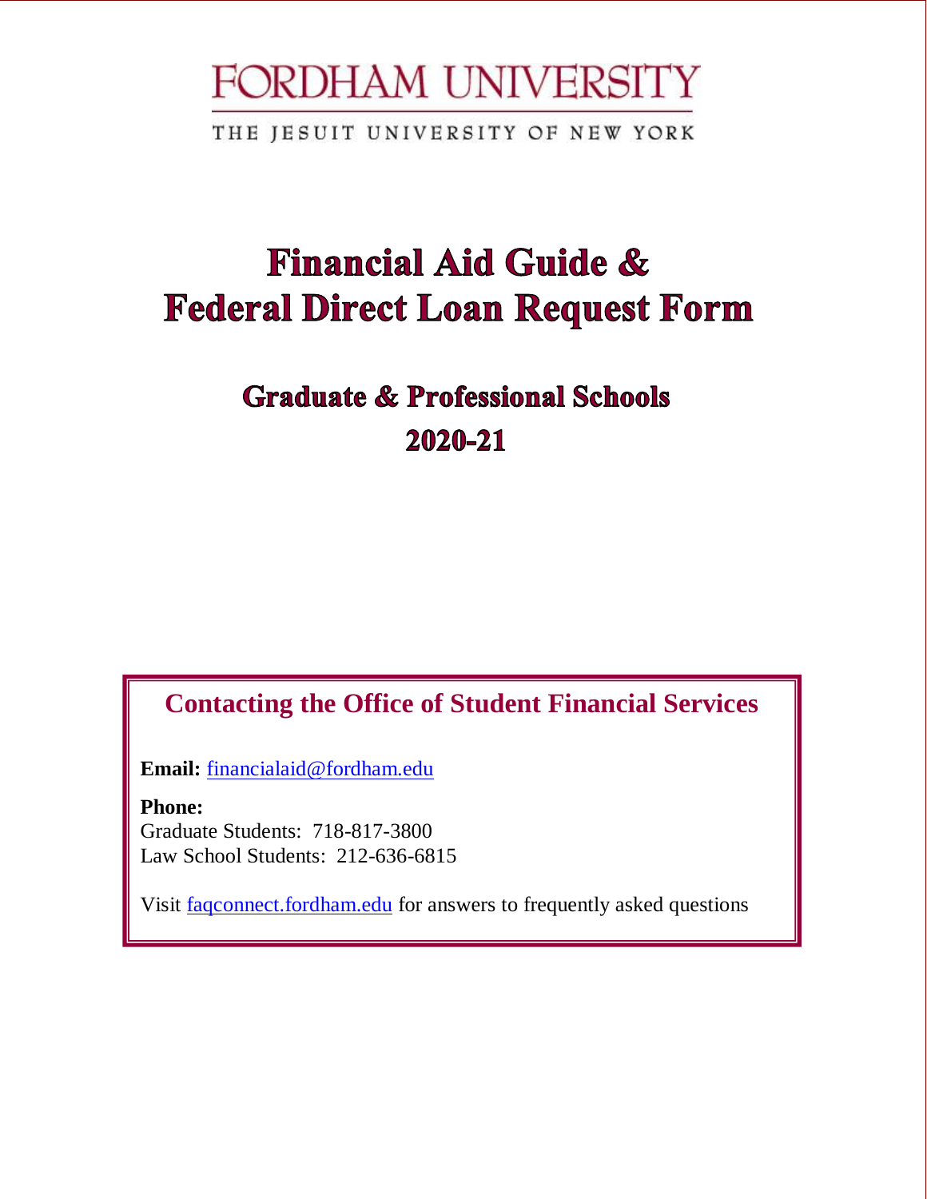# FORDHAM UNIVERSITY

THE JESUIT UNIVERSITY OF NEW YORK

# Financial Aid Guide & Federal Direct Loan Request Form

## Graduate & Professional Schools

## 2020-21

### Contacting the Office of Student Financial Services

**Email:** financialaid@fordham.edu

**Phone:**
Graduate Students: 718-817-3800
Law School Students: 212-636-6815

Visit faqconnect.fordham.edu for answers to frequently asked questions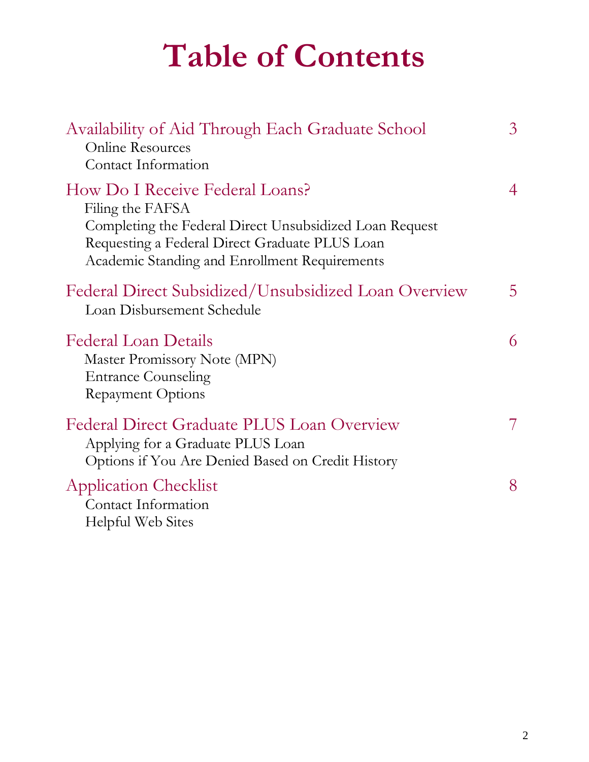# Table of Contents

| | |
|---|---|
| **Availability of Aid Through Each Graduate School** | 3 |
| Online Resources | |
| Contact Information | |
| **How Do I Receive Federal Loans?** | 4 |
| Filing the FAFSA | |
| Completing the Federal Direct Unsubsidized Loan Request | |
| Requesting a Federal Direct Graduate PLUS Loan | |
| Academic Standing and Enrollment Requirements | |
| **Federal Direct Subsidized/Unsubsidized Loan Overview** | 5 |
| Loan Disbursement Schedule | |
| **Federal Loan Details** | 6 |
| Master Promissory Note (MPN) | |
| Entrance Counseling | |
| Repayment Options | |
| **Federal Direct Graduate PLUS Loan Overview** | 7 |
| Applying for a Graduate PLUS Loan | |
| Options if You Are Denied Based on Credit History | |
| **Application Checklist** | 8 |
| Contact Information | |
| Helpful Web Sites | |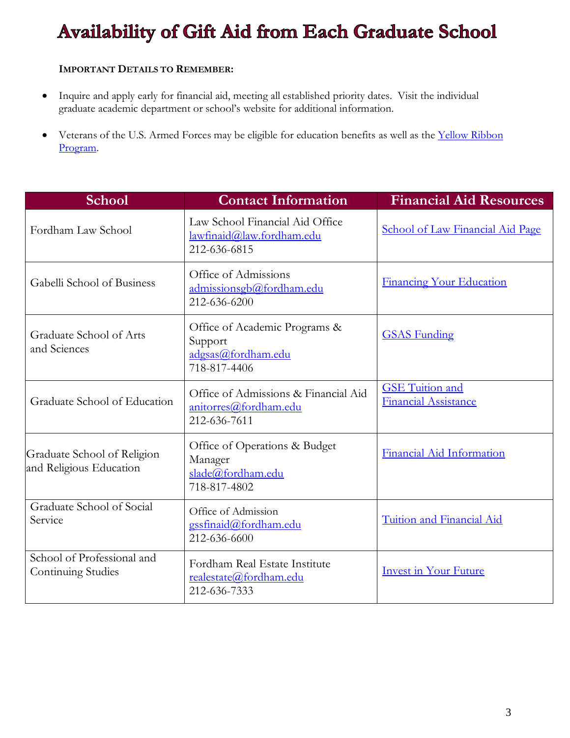# Availability of Gift Aid from Each Graduate School

**IMPORTANT DETAILS TO REMEMBER:**

- Inquire and apply early for financial aid, meeting all established priority dates. Visit the individual graduate academic department or school's website for additional information.
- Veterans of the U.S. Armed Forces may be eligible for education benefits as well as the Yellow Ribbon Program.

| School | Contact Information | Financial Aid Resources |
| --- | --- | --- |
| Fordham Law School | Law School Financial Aid Office<br>lawfinaid@law.fordham.edu<br>212-636-6815 | School of Law Financial Aid Page |
| Gabelli School of Business | Office of Admissions<br>admissionsgb@fordham.edu<br>212-636-6200 | Financing Your Education |
| Graduate School of Arts and Sciences | Office of Academic Programs & Support<br>adgsas@fordham.edu<br>718-817-4406 | GSAS Funding |
| Graduate School of Education | Office of Admissions & Financial Aid<br>anitorres@fordham.edu<br>212-636-7611 | GSE Tuition and Financial Assistance |
| Graduate School of Religion and Religious Education | Office of Operations & Budget Manager<br>slade@fordham.edu<br>718-817-4802 | Financial Aid Information |
| Graduate School of Social Service | Office of Admission<br>gssfinaid@fordham.edu<br>212-636-6600 | Tuition and Financial Aid |
| School of Professional and Continuing Studies | Fordham Real Estate Institute<br>realestate@fordham.edu<br>212-636-7333 | Invest in Your Future |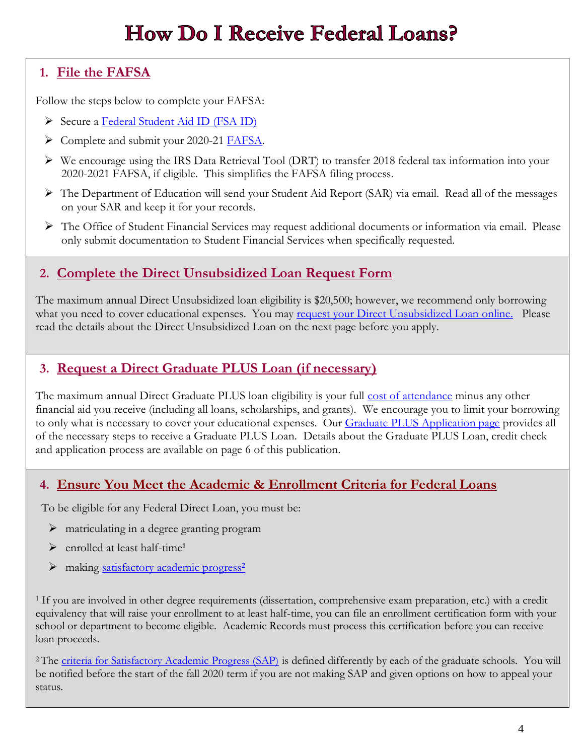# How Do I Receive Federal Loans?

## 1. File the FAFSA

Follow the steps below to complete your FAFSA:

- Secure a Federal Student Aid ID (FSA ID)
- Complete and submit your 2020-21 FAFSA.
- We encourage using the IRS Data Retrieval Tool (DRT) to transfer 2018 federal tax information into your 2020-2021 FAFSA, if eligible. This simplifies the FAFSA filing process.
- The Department of Education will send your Student Aid Report (SAR) via email. Read all of the messages on your SAR and keep it for your records.
- The Office of Student Financial Services may request additional documents or information via email. Please only submit documentation to Student Financial Services when specifically requested.

## 2. Complete the Direct Unsubsidized Loan Request Form

The maximum annual Direct Unsubsidized loan eligibility is $20,500; however, we recommend only borrowing what you need to cover educational expenses. You may request your Direct Unsubsidized Loan online. Please read the details about the Direct Unsubsidized Loan on the next page before you apply.

## 3. Request a Direct Graduate PLUS Loan (if necessary)

The maximum annual Direct Graduate PLUS loan eligibility is your full cost of attendance minus any other financial aid you receive (including all loans, scholarships, and grants). We encourage you to limit your borrowing to only what is necessary to cover your educational expenses. Our Graduate PLUS Application page provides all of the necessary steps to receive a Graduate PLUS Loan. Details about the Graduate PLUS Loan, credit check and application process are available on page 6 of this publication.

## 4. Ensure You Meet the Academic & Enrollment Criteria for Federal Loans

To be eligible for any Federal Direct Loan, you must be:

- matriculating in a degree granting program
- enrolled at least half-time[1]
- making satisfactory academic progress[2]

[1] If you are involved in other degree requirements (dissertation, comprehensive exam preparation, etc.) with a credit equivalency that will raise your enrollment to at least half-time, you can file an enrollment certification form with your school or department to become eligible. Academic Records must process this certification before you can receive loan proceeds.

[2] The criteria for Satisfactory Academic Progress (SAP) is defined differently by each of the graduate schools. You will be notified before the start of the fall 2020 term if you are not making SAP and given options on how to appeal your status.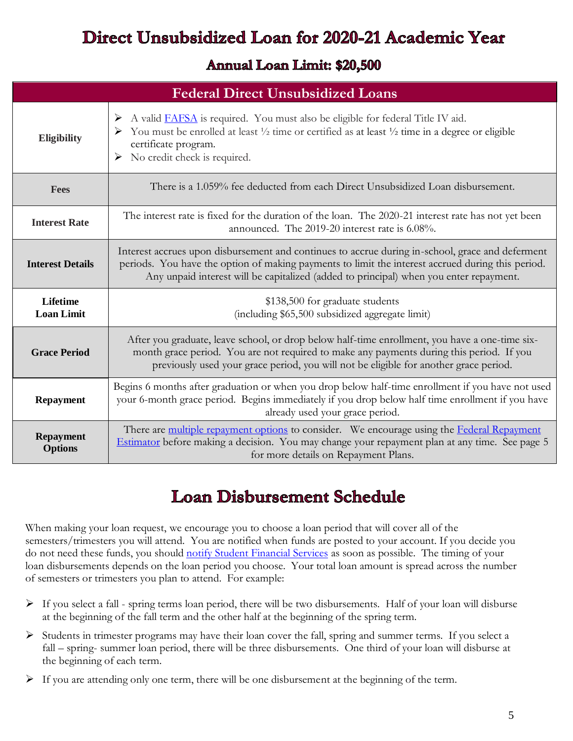# Direct Unsubsidized Loan for 2020-21 Academic Year

## Annual Loan Limit: $20,500

| Federal Direct Unsubsidized Loans | |
|---|---|
| **Eligibility** | ➢ A valid FAFSA is required. You must also be eligible for federal Title IV aid.<br>➢ You must be enrolled at least ½ time or certified as at least ½ time in a degree or eligible certificate program.<br>➢ No credit check is required. |
| **Fees** | There is a 1.059% fee deducted from each Direct Unsubsidized Loan disbursement. |
| **Interest Rate** | The interest rate is fixed for the duration of the loan. The 2020-21 interest rate has not yet been announced. The 2019-20 interest rate is 6.08%. |
| **Interest Details** | Interest accrues upon disbursement and continues to accrue during in-school, grace and deferment periods. You have the option of making payments to limit the interest accrued during this period. Any unpaid interest will be capitalized (added to principal) when you enter repayment. |
| **Lifetime Loan Limit** | $138,500 for graduate students<br>(including $65,500 subsidized aggregate limit) |
| **Grace Period** | After you graduate, leave school, or drop below half-time enrollment, you have a one-time six-month grace period. You are not required to make any payments during this period. If you previously used your grace period, you will not be eligible for another grace period. |
| **Repayment** | Begins 6 months after graduation or when you drop below half-time enrollment if you have not used your 6-month grace period. Begins immediately if you drop below half time enrollment if you have already used your grace period. |
| **Repayment Options** | There are multiple repayment options to consider. We encourage using the Federal Repayment Estimator before making a decision. You may change your repayment plan at any time. See page 5 for more details on Repayment Plans. |

# Loan Disbursement Schedule

When making your loan request, we encourage you to choose a loan period that will cover all of the semesters/trimesters you will attend. You are notified when funds are posted to your account. If you decide you do not need these funds, you should notify Student Financial Services as soon as possible. The timing of your loan disbursements depends on the loan period you choose. Your total loan amount is spread across the number of semesters or trimesters you plan to attend. For example:

- If you select a fall - spring terms loan period, there will be two disbursements. Half of your loan will disburse at the beginning of the fall term and the other half at the beginning of the spring term.
- Students in trimester programs may have their loan cover the fall, spring and summer terms. If you select a fall – spring- summer loan period, there will be three disbursements. One third of your loan will disburse at the beginning of each term.
- If you are attending only one term, there will be one disbursement at the beginning of the term.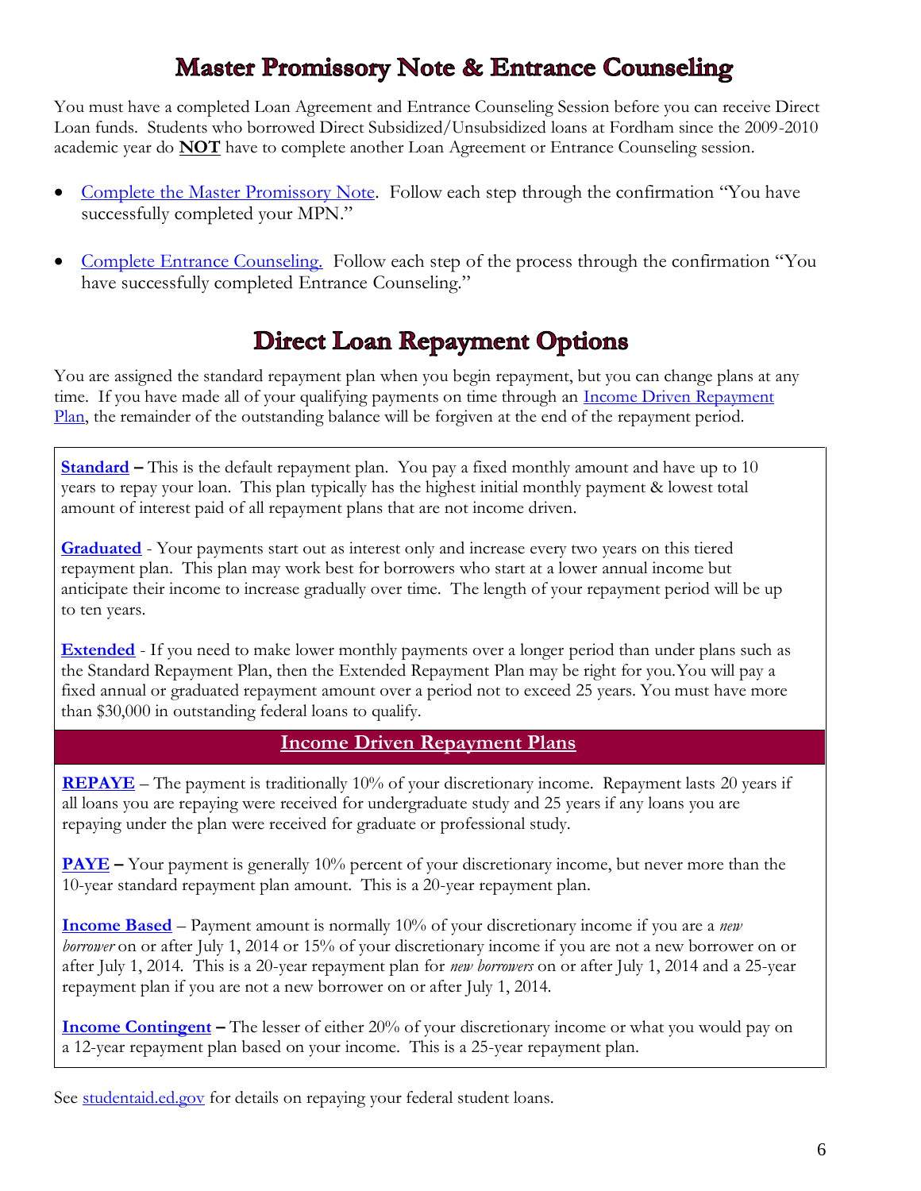## Master Promissory Note & Entrance Counseling

You must have a completed Loan Agreement and Entrance Counseling Session before you can receive Direct Loan funds. Students who borrowed Direct Subsidized/Unsubsidized loans at Fordham since the 2009-2010 academic year do **NOT** have to complete another Loan Agreement or Entrance Counseling session.

- Complete the Master Promissory Note. Follow each step through the confirmation "You have successfully completed your MPN."
- Complete Entrance Counseling. Follow each step of the process through the confirmation "You have successfully completed Entrance Counseling."

## Direct Loan Repayment Options

You are assigned the standard repayment plan when you begin repayment, but you can change plans at any time. If you have made all of your qualifying payments on time through an Income Driven Repayment Plan, the remainder of the outstanding balance will be forgiven at the end of the repayment period.

**Standard** – This is the default repayment plan. You pay a fixed monthly amount and have up to 10 years to repay your loan. This plan typically has the highest initial monthly payment & lowest total amount of interest paid of all repayment plans that are not income driven.

**Graduated** - Your payments start out as interest only and increase every two years on this tiered repayment plan. This plan may work best for borrowers who start at a lower annual income but anticipate their income to increase gradually over time. The length of your repayment period will be up to ten years.

**Extended** - If you need to make lower monthly payments over a longer period than under plans such as the Standard Repayment Plan, then the Extended Repayment Plan may be right for you.You will pay a fixed annual or graduated repayment amount over a period not to exceed 25 years. You must have more than $30,000 in outstanding federal loans to qualify.

### Income Driven Repayment Plans

**REPAYE** – The payment is traditionally 10% of your discretionary income. Repayment lasts 20 years if all loans you are repaying were received for undergraduate study and 25 years if any loans you are repaying under the plan were received for graduate or professional study.

**PAYE** – Your payment is generally 10% percent of your discretionary income, but never more than the 10-year standard repayment plan amount. This is a 20-year repayment plan.

**Income Based** – Payment amount is normally 10% of your discretionary income if you are a *new borrower* on or after July 1, 2014 or 15% of your discretionary income if you are not a new borrower on or after July 1, 2014. This is a 20-year repayment plan for *new borrowers* on or after July 1, 2014 and a 25-year repayment plan if you are not a new borrower on or after July 1, 2014.

**Income Contingent** – The lesser of either 20% of your discretionary income or what you would pay on a 12-year repayment plan based on your income. This is a 25-year repayment plan.

See studentaid.ed.gov for details on repaying your federal student loans.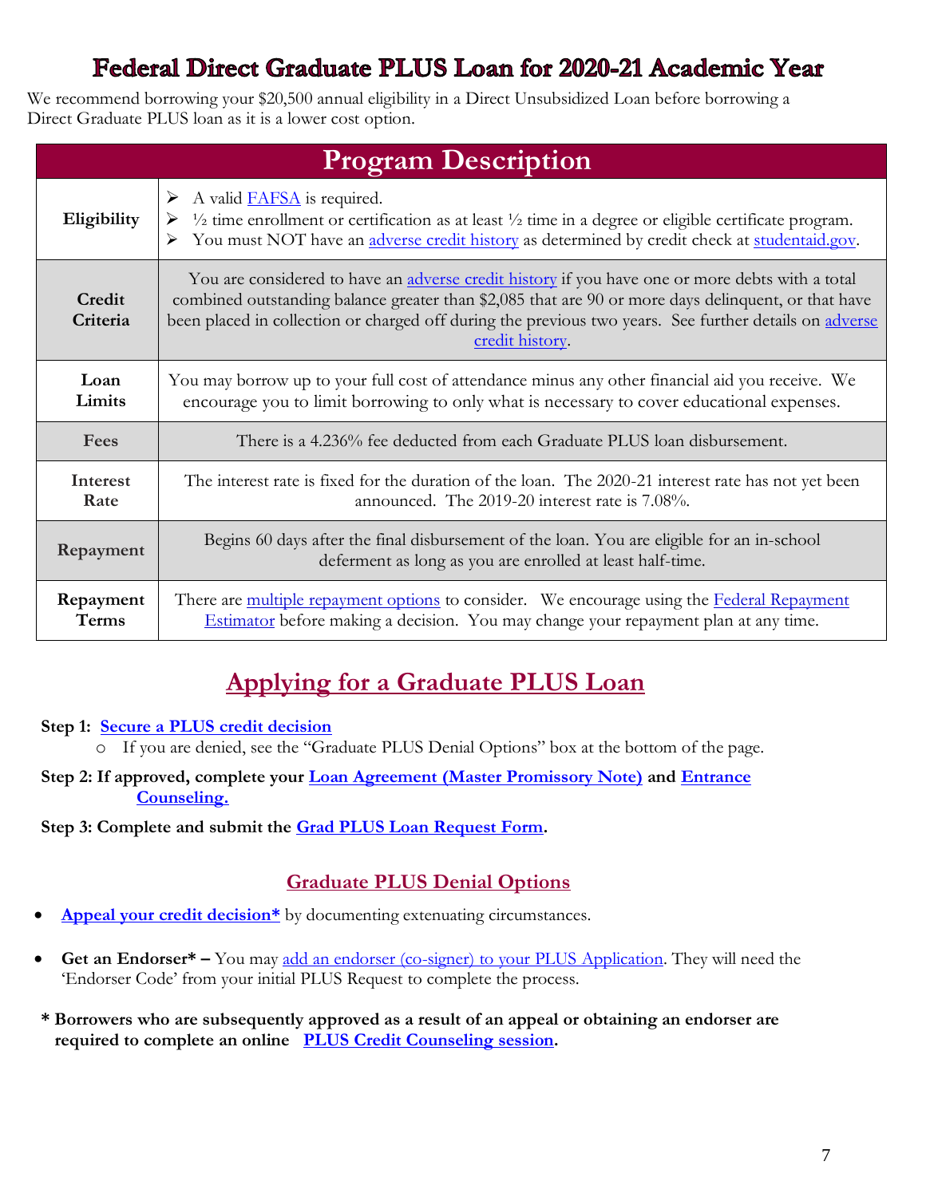# Federal Direct Graduate PLUS Loan for 2020-21 Academic Year

We recommend borrowing your $20,500 annual eligibility in a Direct Unsubsidized Loan before borrowing a Direct Graduate PLUS loan as it is a lower cost option.

| Program Description | |
|---|---|
| **Eligibility** | ➢ A valid FAFSA is required.<br>➢ ½ time enrollment or certification as at least ½ time in a degree or eligible certificate program.<br>➢ You must NOT have an adverse credit history as determined by credit check at studentaid.gov. |
| **Credit Criteria** | You are considered to have an adverse credit history if you have one or more debts with a total combined outstanding balance greater than $2,085 that are 90 or more days delinquent, or that have been placed in collection or charged off during the previous two years. See further details on adverse credit history. |
| **Loan Limits** | You may borrow up to your full cost of attendance minus any other financial aid you receive. We encourage you to limit borrowing to only what is necessary to cover educational expenses. |
| **Fees** | There is a 4.236% fee deducted from each Graduate PLUS loan disbursement. |
| **Interest Rate** | The interest rate is fixed for the duration of the loan. The 2020-21 interest rate has not yet been announced. The 2019-20 interest rate is 7.08%. |
| **Repayment** | Begins 60 days after the final disbursement of the loan. You are eligible for an in-school deferment as long as you are enrolled at least half-time. |
| **Repayment Terms** | There are multiple repayment options to consider. We encourage using the Federal Repayment Estimator before making a decision. You may change your repayment plan at any time. |

## Applying for a Graduate PLUS Loan

**Step 1: Secure a PLUS credit decision**

- If you are denied, see the "Graduate PLUS Denial Options" box at the bottom of the page.

**Step 2: If approved, complete your Loan Agreement (Master Promissory Note) and Entrance Counseling.**

**Step 3: Complete and submit the Grad PLUS Loan Request Form.**

### Graduate PLUS Denial Options

- **Appeal your credit decision*** by documenting extenuating circumstances.
- **Get an Endorser* –** You may add an endorser (co-signer) to your PLUS Application. They will need the 'Endorser Code' from your initial PLUS Request to complete the process.

**\* Borrowers who are subsequently approved as a result of an appeal or obtaining an endorser are required to complete an online PLUS Credit Counseling session.**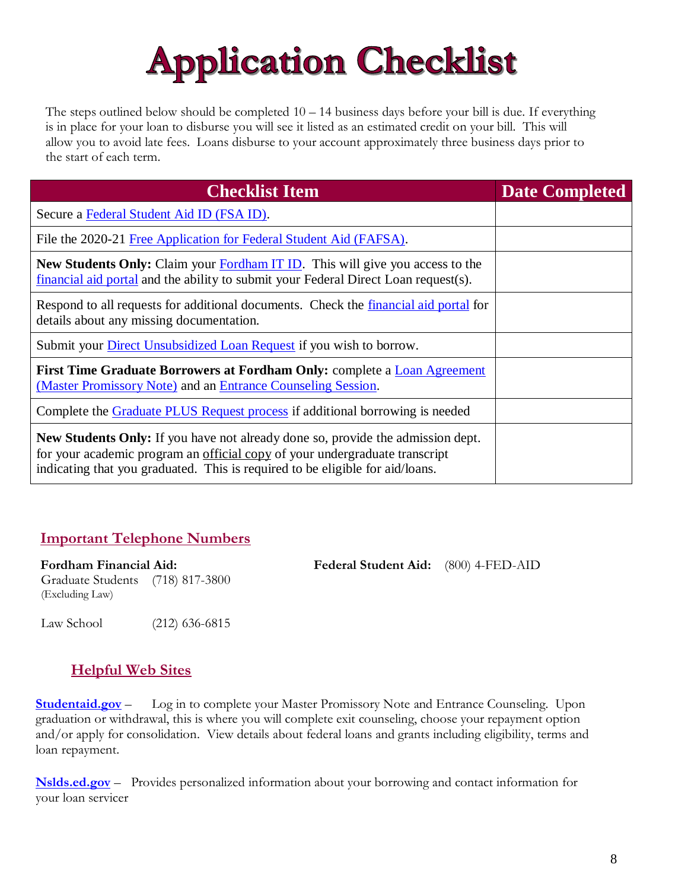# Application Checklist

The steps outlined below should be completed 10 – 14 business days before your bill is due. If everything is in place for your loan to disburse you will see it listed as an estimated credit on your bill. This will allow you to avoid late fees. Loans disburse to your account approximately three business days prior to the start of each term.

| Checklist Item | Date Completed |
|---|---|
| Secure a Federal Student Aid ID (FSA ID). | |
| File the 2020-21 Free Application for Federal Student Aid (FAFSA). | |
| **New Students Only:** Claim your Fordham IT ID. This will give you access to the financial aid portal and the ability to submit your Federal Direct Loan request(s). | |
| Respond to all requests for additional documents. Check the financial aid portal for details about any missing documentation. | |
| Submit your Direct Unsubsidized Loan Request if you wish to borrow. | |
| **First Time Graduate Borrowers at Fordham Only:** complete a Loan Agreement (Master Promissory Note) and an Entrance Counseling Session. | |
| Complete the Graduate PLUS Request process if additional borrowing is needed | |
| **New Students Only:** If you have not already done so, provide the admission dept. for your academic program an official copy of your undergraduate transcript indicating that you graduated. This is required to be eligible for aid/loans. | |

## Important Telephone Numbers

**Fordham Financial Aid:**
Graduate Students (Excluding Law) (718) 817-3800

Law School (212) 636-6815

**Federal Student Aid:** (800) 4-FED-AID

## Helpful Web Sites

**Studentaid.gov** – Log in to complete your Master Promissory Note and Entrance Counseling. Upon graduation or withdrawal, this is where you will complete exit counseling, choose your repayment option and/or apply for consolidation. View details about federal loans and grants including eligibility, terms and loan repayment.

**Nslds.ed.gov** – Provides personalized information about your borrowing and contact information for your loan servicer